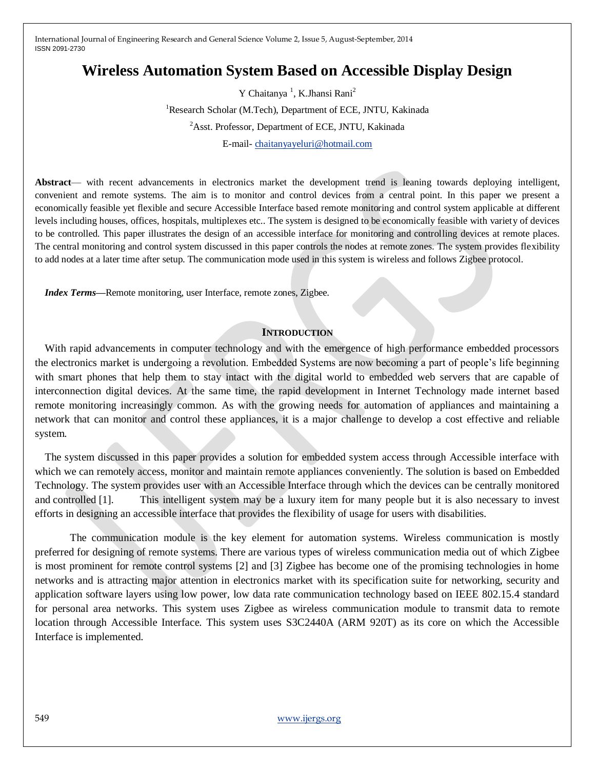# Wireless Automation System Based on Accessible Display Design

Y Chaitanya [1], K.Jhansi Rani[2]

[1]Research Scholar (M.Tech), Department of ECE, JNTU, Kakinada

[2]Asst. Professor, Department of ECE, JNTU, Kakinada

E-mail- chaitanyayeluri@hotmail.com

**Abstract**— with recent advancements in electronics market the development trend is leaning towards deploying intelligent, convenient and remote systems. The aim is to monitor and control devices from a central point. In this paper we present a economically feasible yet flexible and secure Accessible Interface based remote monitoring and control system applicable at different levels including houses, offices, hospitals, multiplexes etc.. The system is designed to be economically feasible with variety of devices to be controlled. This paper illustrates the design of an accessible interface for monitoring and controlling devices at remote places. The central monitoring and control system discussed in this paper controls the nodes at remote zones. The system provides flexibility to add nodes at a later time after setup. The communication mode used in this system is wireless and follows Zigbee protocol.

***Index Terms*****—**Remote monitoring, user Interface, remote zones, Zigbee.

## INTRODUCTION

With rapid advancements in computer technology and with the emergence of high performance embedded processors the electronics market is undergoing a revolution. Embedded Systems are now becoming a part of people's life beginning with smart phones that help them to stay intact with the digital world to embedded web servers that are capable of interconnection digital devices. At the same time, the rapid development in Internet Technology made internet based remote monitoring increasingly common. As with the growing needs for automation of appliances and maintaining a network that can monitor and control these appliances, it is a major challenge to develop a cost effective and reliable system.

The system discussed in this paper provides a solution for embedded system access through Accessible interface with which we can remotely access, monitor and maintain remote appliances conveniently. The solution is based on Embedded Technology. The system provides user with an Accessible Interface through which the devices can be centrally monitored and controlled [1]. This intelligent system may be a luxury item for many people but it is also necessary to invest efforts in designing an accessible interface that provides the flexibility of usage for users with disabilities.

The communication module is the key element for automation systems. Wireless communication is mostly preferred for designing of remote systems. There are various types of wireless communication media out of which Zigbee is most prominent for remote control systems [2] and [3] Zigbee has become one of the promising technologies in home networks and is attracting major attention in electronics market with its specification suite for networking, security and application software layers using low power, low data rate communication technology based on IEEE 802.15.4 standard for personal area networks. This system uses Zigbee as wireless communication module to transmit data to remote location through Accessible Interface. This system uses S3C2440A (ARM 920T) as its core on which the Accessible Interface is implemented.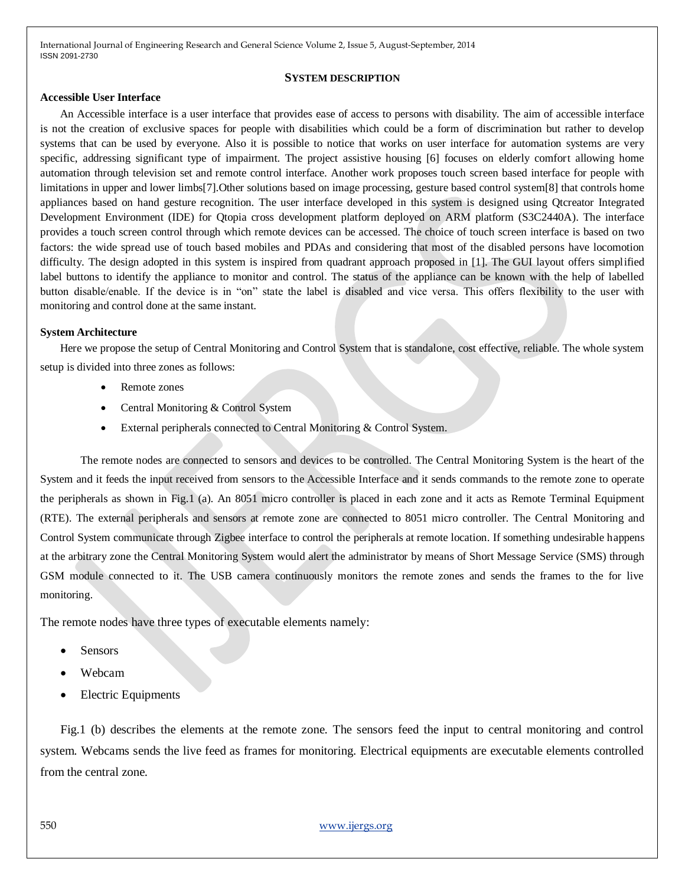## SYSTEM DESCRIPTION

### Accessible User Interface

An Accessible interface is a user interface that provides ease of access to persons with disability. The aim of accessible interface is not the creation of exclusive spaces for people with disabilities which could be a form of discrimination but rather to develop systems that can be used by everyone. Also it is possible to notice that works on user interface for automation systems are very specific, addressing significant type of impairment. The project assistive housing [6] focuses on elderly comfort allowing home automation through television set and remote control interface. Another work proposes touch screen based interface for people with limitations in upper and lower limbs[7].Other solutions based on image processing, gesture based control system[8] that controls home appliances based on hand gesture recognition. The user interface developed in this system is designed using Qtcreator Integrated Development Environment (IDE) for Qtopia cross development platform deployed on ARM platform (S3C2440A). The interface provides a touch screen control through which remote devices can be accessed. The choice of touch screen interface is based on two factors: the wide spread use of touch based mobiles and PDAs and considering that most of the disabled persons have locomotion difficulty. The design adopted in this system is inspired from quadrant approach proposed in [1]. The GUI layout offers simplified label buttons to identify the appliance to monitor and control. The status of the appliance can be known with the help of labelled button disable/enable. If the device is in "on" state the label is disabled and vice versa. This offers flexibility to the user with monitoring and control done at the same instant.

### System Architecture

Here we propose the setup of Central Monitoring and Control System that is standalone, cost effective, reliable. The whole system setup is divided into three zones as follows:

- Remote zones
- Central Monitoring & Control System
- External peripherals connected to Central Monitoring & Control System.

The remote nodes are connected to sensors and devices to be controlled. The Central Monitoring System is the heart of the System and it feeds the input received from sensors to the Accessible Interface and it sends commands to the remote zone to operate the peripherals as shown in Fig.1 (a). An 8051 micro controller is placed in each zone and it acts as Remote Terminal Equipment (RTE). The external peripherals and sensors at remote zone are connected to 8051 micro controller. The Central Monitoring and Control System communicate through Zigbee interface to control the peripherals at remote location. If something undesirable happens at the arbitrary zone the Central Monitoring System would alert the administrator by means of Short Message Service (SMS) through GSM module connected to it. The USB camera continuously monitors the remote zones and sends the frames to the for live monitoring.

The remote nodes have three types of executable elements namely:

- Sensors
- Webcam
- Electric Equipments

Fig.1 (b) describes the elements at the remote zone. The sensors feed the input to central monitoring and control system. Webcams sends the live feed as frames for monitoring. Electrical equipments are executable elements controlled from the central zone.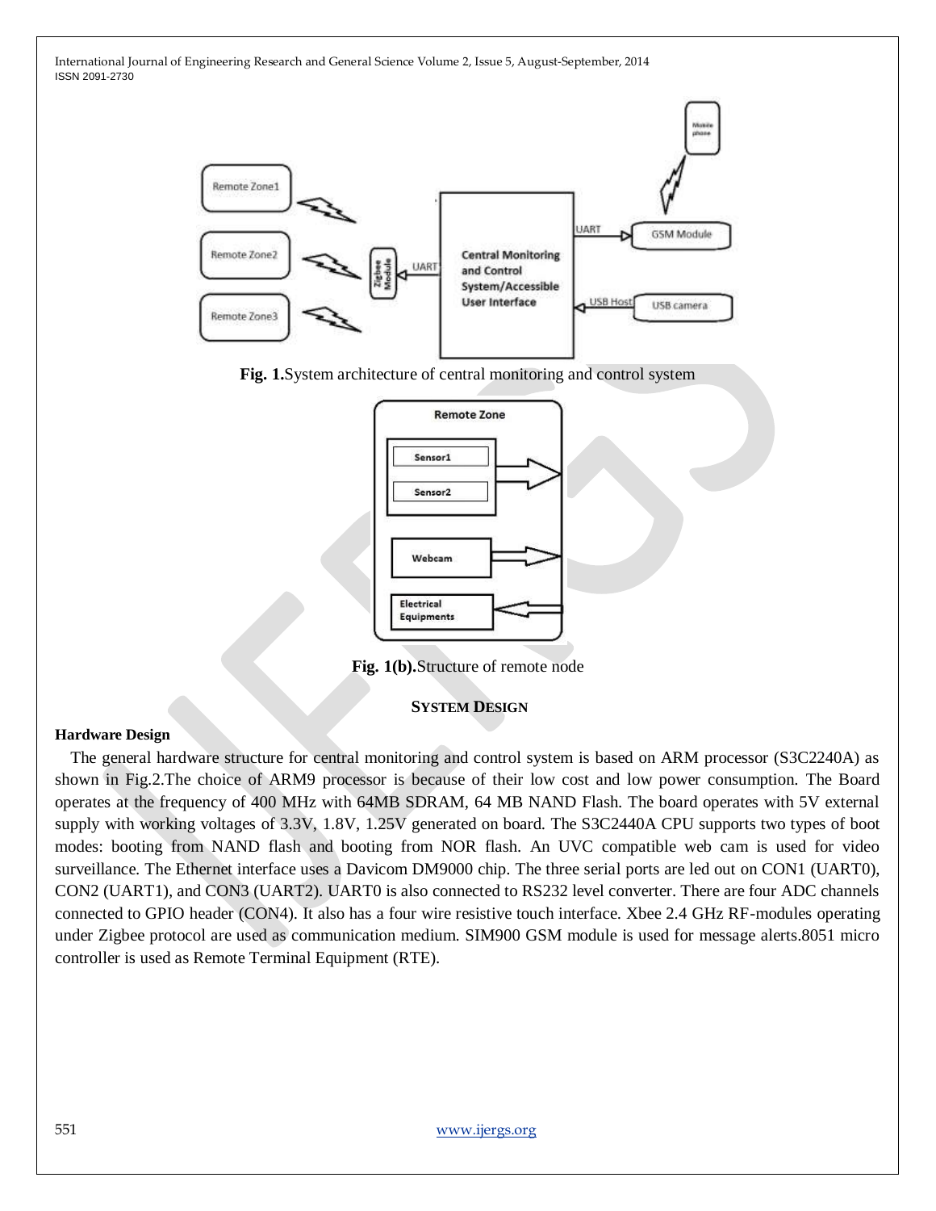Fig. 1.System architecture of central monitoring and control system

Fig. 1(b).Structure of remote node

## SYSTEM DESIGN

### Hardware Design

The general hardware structure for central monitoring and control system is based on ARM processor (S3C2240A) as shown in Fig.2.The choice of ARM9 processor is because of their low cost and low power consumption. The Board operates at the frequency of 400 MHz with 64MB SDRAM, 64 MB NAND Flash. The board operates with 5V external supply with working voltages of 3.3V, 1.8V, 1.25V generated on board. The S3C2440A CPU supports two types of boot modes: booting from NAND flash and booting from NOR flash. An UVC compatible web cam is used for video surveillance. The Ethernet interface uses a Davicom DM9000 chip. The three serial ports are led out on CON1 (UART0), CON2 (UART1), and CON3 (UART2). UART0 is also connected to RS232 level converter. There are four ADC channels connected to GPIO header (CON4). It also has a four wire resistive touch interface. Xbee 2.4 GHz RF-modules operating under Zigbee protocol are used as communication medium. SIM900 GSM module is used for message alerts.8051 micro controller is used as Remote Terminal Equipment (RTE).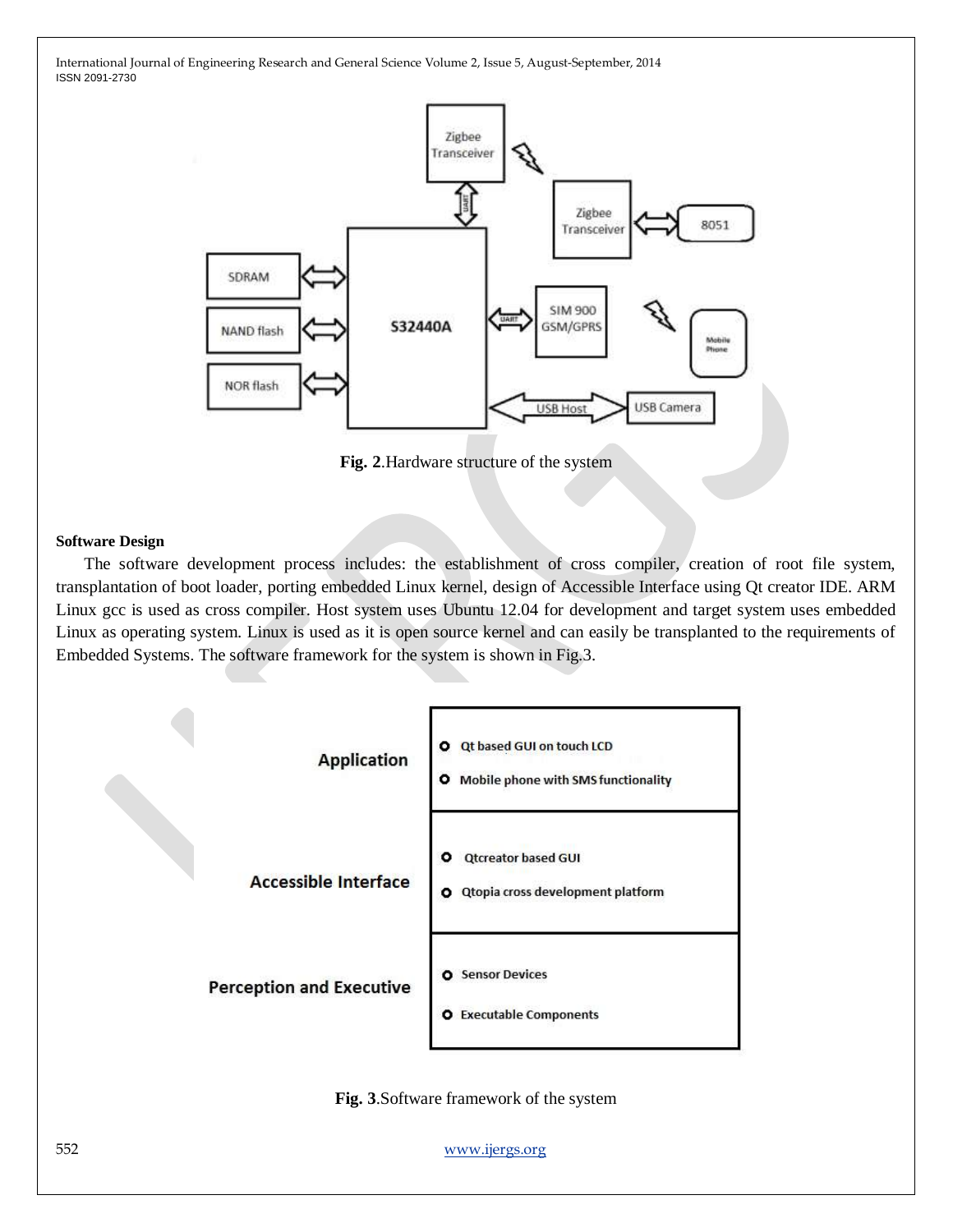Fig. 2.Hardware structure of the system

**Software Design**

The software development process includes: the establishment of cross compiler, creation of root file system, transplantation of boot loader, porting embedded Linux kernel, design of Accessible Interface using Qt creator IDE. ARM Linux gcc is used as cross compiler. Host system uses Ubuntu 12.04 for development and target system uses embedded Linux as operating system. Linux is used as it is open source kernel and can easily be transplanted to the requirements of Embedded Systems. The software framework for the system is shown in Fig.3.

| | |
|---|---|
| **Application** | Qt based GUI on touch LCD<br>Mobile phone with SMS functionality |
| **Accessible Interface** | Qtcreator based GUI<br>Qtopia cross development platform |
| **Perception and Executive** | Sensor Devices<br>Executable Components |

Fig. 3.Software framework of the system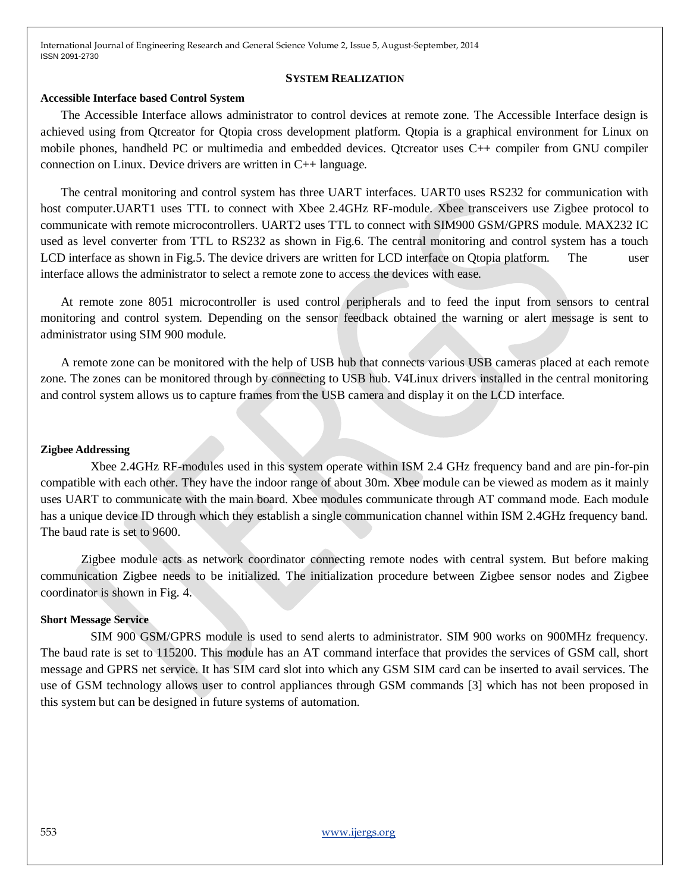## SYSTEM REALIZATION

### Accessible Interface based Control System

The Accessible Interface allows administrator to control devices at remote zone. The Accessible Interface design is achieved using from Qtcreator for Qtopia cross development platform. Qtopia is a graphical environment for Linux on mobile phones, handheld PC or multimedia and embedded devices. Qtcreator uses C++ compiler from GNU compiler connection on Linux. Device drivers are written in C++ language.

The central monitoring and control system has three UART interfaces. UART0 uses RS232 for communication with host computer.UART1 uses TTL to connect with Xbee 2.4GHz RF-module. Xbee transceivers use Zigbee protocol to communicate with remote microcontrollers. UART2 uses TTL to connect with SIM900 GSM/GPRS module. MAX232 IC used as level converter from TTL to RS232 as shown in Fig.6. The central monitoring and control system has a touch LCD interface as shown in Fig.5. The device drivers are written for LCD interface on Qtopia platform. The user interface allows the administrator to select a remote zone to access the devices with ease.

At remote zone 8051 microcontroller is used control peripherals and to feed the input from sensors to central monitoring and control system. Depending on the sensor feedback obtained the warning or alert message is sent to administrator using SIM 900 module.

A remote zone can be monitored with the help of USB hub that connects various USB cameras placed at each remote zone. The zones can be monitored through by connecting to USB hub. V4Linux drivers installed in the central monitoring and control system allows us to capture frames from the USB camera and display it on the LCD interface.

### Zigbee Addressing

Xbee 2.4GHz RF-modules used in this system operate within ISM 2.4 GHz frequency band and are pin-for-pin compatible with each other. They have the indoor range of about 30m. Xbee module can be viewed as modem as it mainly uses UART to communicate with the main board. Xbee modules communicate through AT command mode. Each module has a unique device ID through which they establish a single communication channel within ISM 2.4GHz frequency band. The baud rate is set to 9600.

Zigbee module acts as network coordinator connecting remote nodes with central system. But before making communication Zigbee needs to be initialized. The initialization procedure between Zigbee sensor nodes and Zigbee coordinator is shown in Fig. 4.

### Short Message Service

SIM 900 GSM/GPRS module is used to send alerts to administrator. SIM 900 works on 900MHz frequency. The baud rate is set to 115200. This module has an AT command interface that provides the services of GSM call, short message and GPRS net service. It has SIM card slot into which any GSM SIM card can be inserted to avail services. The use of GSM technology allows user to control appliances through GSM commands [3] which has not been proposed in this system but can be designed in future systems of automation.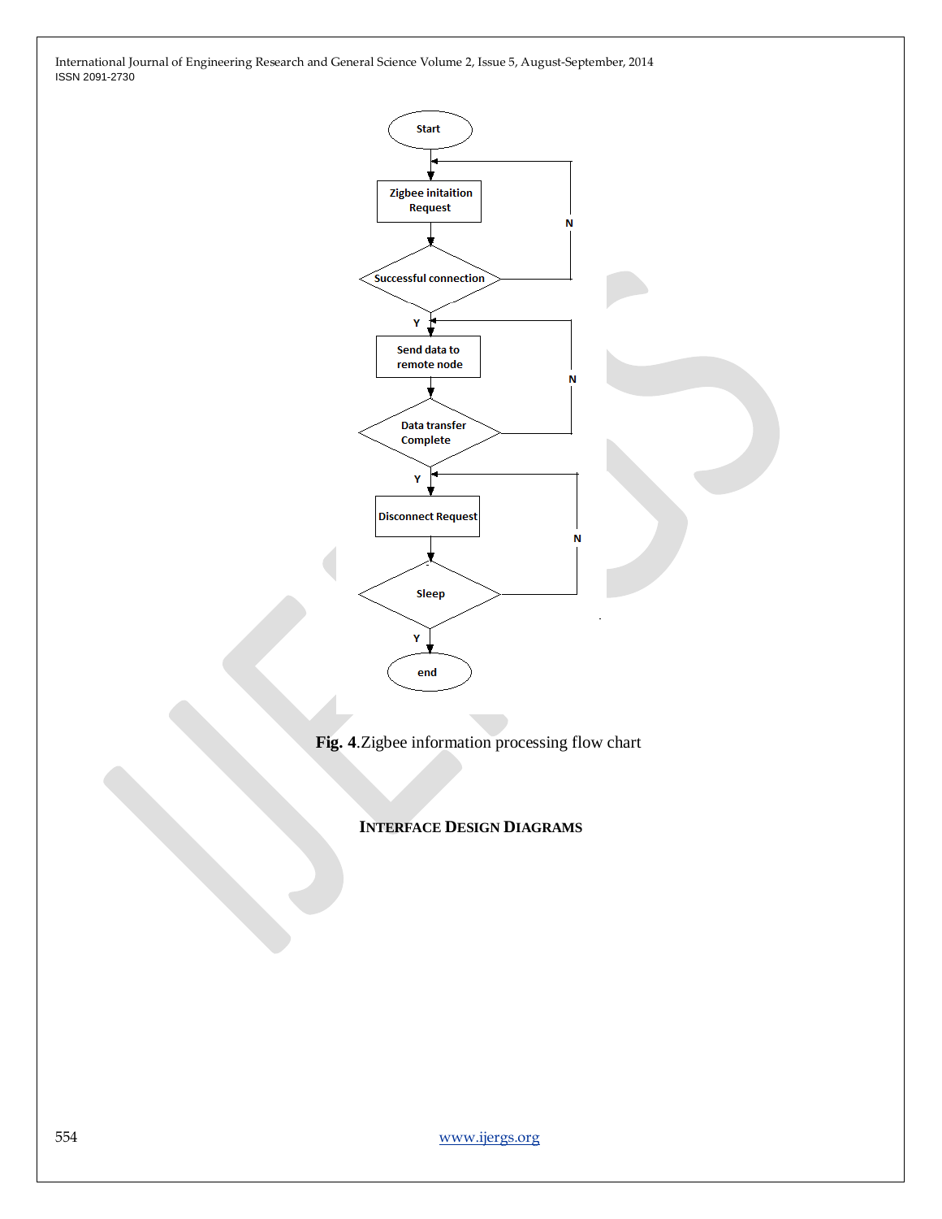Start

Zigbee initaition Request

Successful connection

N

Y

Send data to remote node

Data transfer Complete

N

Y

Disconnect Request

Sleep

N

Y

end

**Fig. 4**.Zigbee information processing flow chart

## INTERFACE DESIGN DIAGRAMS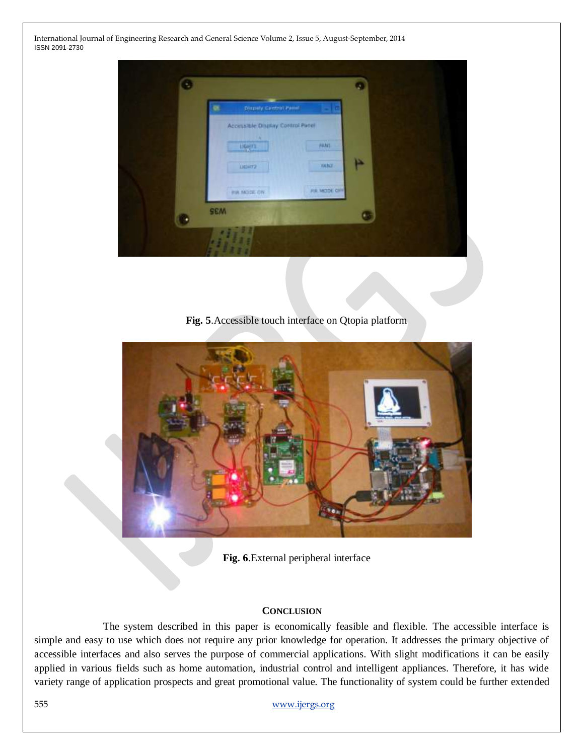Fig. 5.Accessible touch interface on Qtopia platform

Fig. 6.External peripheral interface

## CONCLUSION

The system described in this paper is economically feasible and flexible. The accessible interface is simple and easy to use which does not require any prior knowledge for operation. It addresses the primary objective of accessible interfaces and also serves the purpose of commercial applications. With slight modifications it can be easily applied in various fields such as home automation, industrial control and intelligent appliances. Therefore, it has wide variety range of application prospects and great promotional value. The functionality of system could be further extended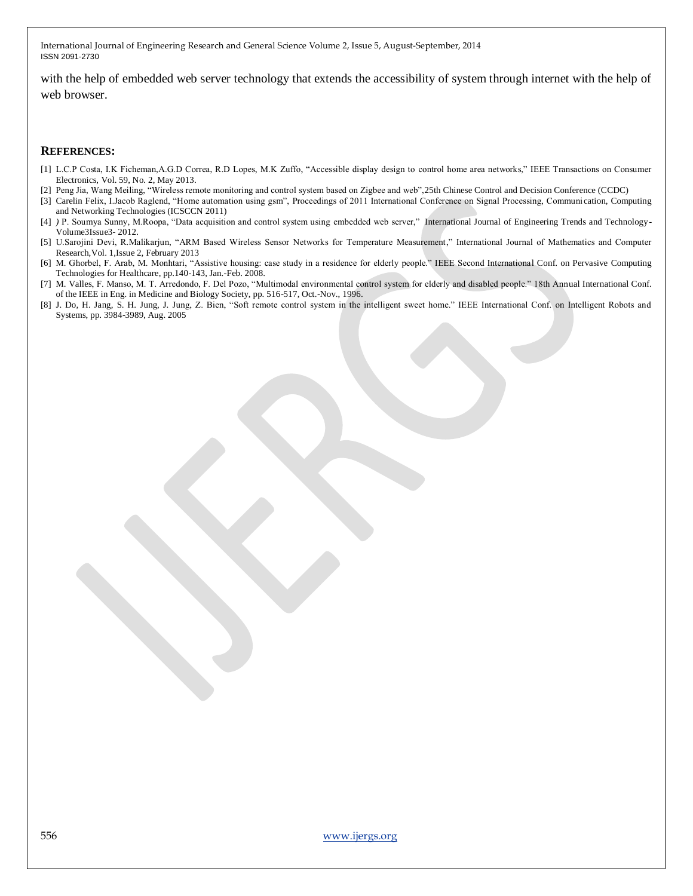with the help of embedded web server technology that extends the accessibility of system through internet with the help of web browser.

## REFERENCES:

[1] L.C.P Costa, I.K Ficheman,A.G.D Correa, R.D Lopes, M.K Zuffo, "Accessible display design to control home area networks," IEEE Transactions on Consumer Electronics, Vol. 59, No. 2, May 2013.

[2] Peng Jia, Wang Meiling, "Wireless remote monitoring and control system based on Zigbee and web",25th Chinese Control and Decision Conference (CCDC)

[3] Carelin Felix, I.Jacob Raglend, "Home automation using gsm", Proceedings of 2011 International Conference on Signal Processing, Communication, Computing and Networking Technologies (ICSCCN 2011)

[4] ) P. Soumya Sunny, M.Roopa, "Data acquisition and control system using embedded web server," International Journal of Engineering Trends and Technology-Volume3Issue3- 2012.

[5] U.Sarojini Devi, R.Malikarjun, "ARM Based Wireless Sensor Networks for Temperature Measurement," International Journal of Mathematics and Computer Research,Vol. 1,Issue 2, February 2013

[6] M. Ghorbel, F. Arab, M. Monhtari, "Assistive housing: case study in a residence for elderly people." IEEE Second International Conf. on Pervasive Computing Technologies for Healthcare, pp.140-143, Jan.-Feb. 2008.

[7] M. Valles, F. Manso, M. T. Arredondo, F. Del Pozo, "Multimodal environmental control system for elderly and disabled people." 18th Annual International Conf. of the IEEE in Eng. in Medicine and Biology Society, pp. 516-517, Oct.-Nov., 1996.

[8] J. Do, H. Jang, S. H. Jung, J. Jung, Z. Bien, "Soft remote control system in the intelligent sweet home." IEEE International Conf. on Intelligent Robots and Systems, pp. 3984-3989, Aug. 2005